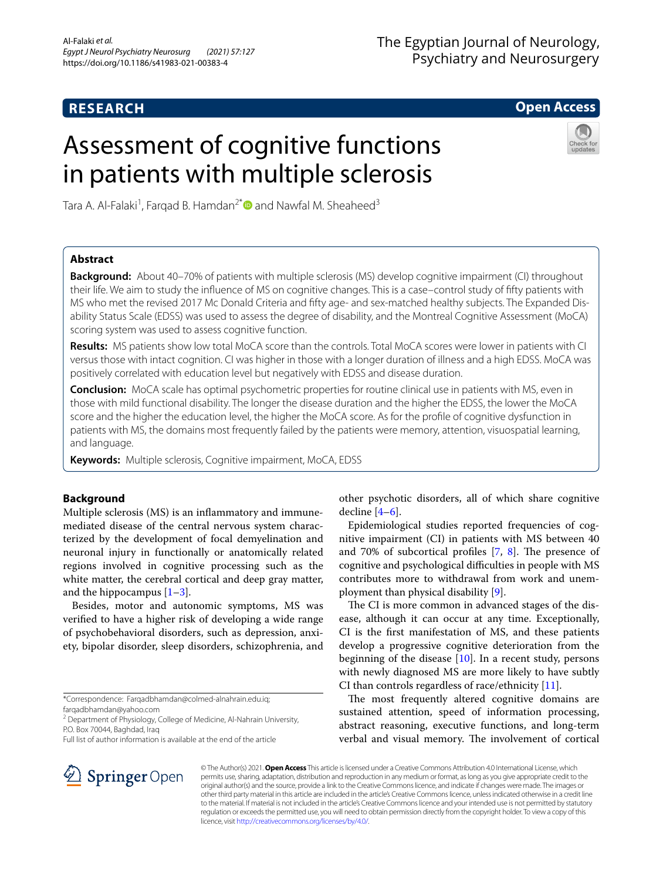**RESEARCH** **Open Access**

# Assessment of cognitive functions in patients with multiple sclerosis

Tara A. Al-Falaki[1], Farqad B. Hamdan[2*] and Nawfal M. Sheaheed[3]

## Abstract

**Background:** About 40–70% of patients with multiple sclerosis (MS) develop cognitive impairment (CI) throughout their life. We aim to study the influence of MS on cognitive changes. This is a case–control study of fifty patients with MS who met the revised 2017 Mc Donald Criteria and fifty age- and sex-matched healthy subjects. The Expanded Disability Status Scale (EDSS) was used to assess the degree of disability, and the Montreal Cognitive Assessment (MoCA) scoring system was used to assess cognitive function.

**Results:** MS patients show low total MoCA score than the controls. Total MoCA scores were lower in patients with CI versus those with intact cognition. CI was higher in those with a longer duration of illness and a high EDSS. MoCA was positively correlated with education level but negatively with EDSS and disease duration.

**Conclusion:** MoCA scale has optimal psychometric properties for routine clinical use in patients with MS, even in those with mild functional disability. The longer the disease duration and the higher the EDSS, the lower the MoCA score and the higher the education level, the higher the MoCA score. As for the profile of cognitive dysfunction in patients with MS, the domains most frequently failed by the patients were memory, attention, visuospatial learning, and language.

**Keywords:** Multiple sclerosis, Cognitive impairment, MoCA, EDSS

## Background

Multiple sclerosis (MS) is an inflammatory and immune-mediated disease of the central nervous system characterized by the development of focal demyelination and neuronal injury in functionally or anatomically related regions involved in cognitive processing such as the white matter, the cerebral cortical and deep gray matter, and the hippocampus [1–3].

Besides, motor and autonomic symptoms, MS was verified to have a higher risk of developing a wide range of psychobehavioral disorders, such as depression, anxiety, bipolar disorder, sleep disorders, schizophrenia, and other psychotic disorders, all of which share cognitive decline [4–6].

Epidemiological studies reported frequencies of cognitive impairment (CI) in patients with MS between 40 and 70% of subcortical profiles [7, 8]. The presence of cognitive and psychological difficulties in people with MS contributes more to withdrawal from work and unemployment than physical disability [9].

The CI is more common in advanced stages of the disease, although it can occur at any time. Exceptionally, CI is the first manifestation of MS, and these patients develop a progressive cognitive deterioration from the beginning of the disease [10]. In a recent study, persons with newly diagnosed MS are more likely to have subtly CI than controls regardless of race/ethnicity [11].

The most frequently altered cognitive domains are sustained attention, speed of information processing, abstract reasoning, executive functions, and long-term verbal and visual memory. The involvement of cortical

*Correspondence: Farqadbhamdan@colmed-alnahrain.edu.iq; farqadbhamdan@yahoo.com

[2] Department of Physiology, College of Medicine, Al-Nahrain University, P.O. Box 70044, Baghdad, Iraq

Full list of author information is available at the end of the article

© The Author(s) 2021. **Open Access** This article is licensed under a Creative Commons Attribution 4.0 International License, which permits use, sharing, adaptation, distribution and reproduction in any medium or format, as long as you give appropriate credit to the original author(s) and the source, provide a link to the Creative Commons licence, and indicate if changes were made. The images or other third party material in this article are included in the article's Creative Commons licence, unless indicated otherwise in a credit line to the material. If material is not included in the article's Creative Commons licence and your intended use is not permitted by statutory regulation or exceeds the permitted use, you will need to obtain permission directly from the copyright holder. To view a copy of this licence, visit http://creativecommons.org/licenses/by/4.0/.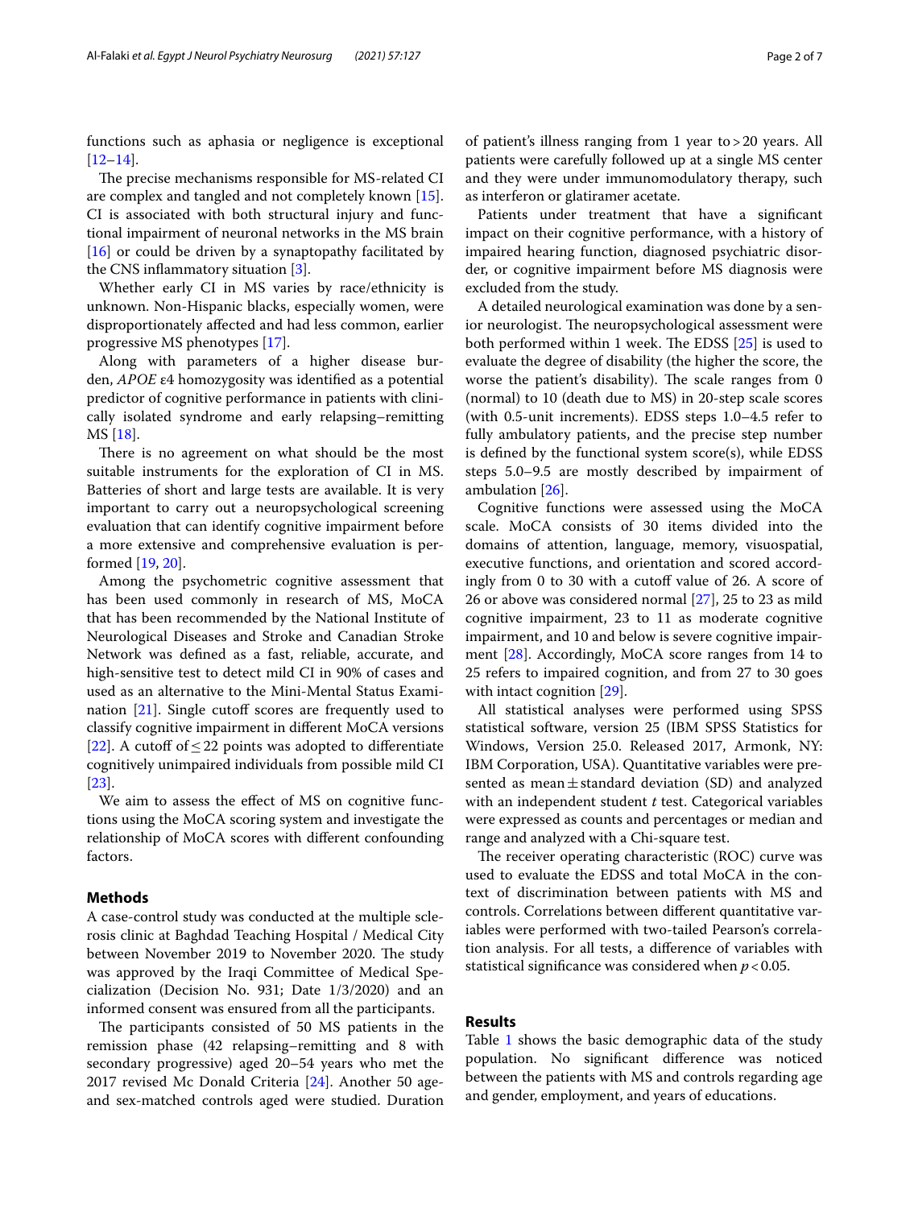functions such as aphasia or negligence is exceptional [12–14].

The precise mechanisms responsible for MS-related CI are complex and tangled and not completely known [15]. CI is associated with both structural injury and functional impairment of neuronal networks in the MS brain [16] or could be driven by a synaptopathy facilitated by the CNS inflammatory situation [3].

Whether early CI in MS varies by race/ethnicity is unknown. Non-Hispanic blacks, especially women, were disproportionately affected and had less common, earlier progressive MS phenotypes [17].

Along with parameters of a higher disease burden, *APOE* ε4 homozygosity was identified as a potential predictor of cognitive performance in patients with clinically isolated syndrome and early relapsing–remitting MS [18].

There is no agreement on what should be the most suitable instruments for the exploration of CI in MS. Batteries of short and large tests are available. It is very important to carry out a neuropsychological screening evaluation that can identify cognitive impairment before a more extensive and comprehensive evaluation is performed [19, 20].

Among the psychometric cognitive assessment that has been used commonly in research of MS, MoCA that has been recommended by the National Institute of Neurological Diseases and Stroke and Canadian Stroke Network was defined as a fast, reliable, accurate, and high-sensitive test to detect mild CI in 90% of cases and used as an alternative to the Mini-Mental Status Examination [21]. Single cutoff scores are frequently used to classify cognitive impairment in different MoCA versions [22]. A cutoff of ≤ 22 points was adopted to differentiate cognitively unimpaired individuals from possible mild CI [23].

We aim to assess the effect of MS on cognitive functions using the MoCA scoring system and investigate the relationship of MoCA scores with different confounding factors.

## Methods

A case-control study was conducted at the multiple sclerosis clinic at Baghdad Teaching Hospital / Medical City between November 2019 to November 2020. The study was approved by the Iraqi Committee of Medical Specialization (Decision No. 931; Date 1/3/2020) and an informed consent was ensured from all the participants.

The participants consisted of 50 MS patients in the remission phase (42 relapsing–remitting and 8 with secondary progressive) aged 20–54 years who met the 2017 revised Mc Donald Criteria [24]. Another 50 age- and sex-matched controls aged were studied. Duration of patient's illness ranging from 1 year to > 20 years. All patients were carefully followed up at a single MS center and they were under immunomodulatory therapy, such as interferon or glatiramer acetate.

Patients under treatment that have a significant impact on their cognitive performance, with a history of impaired hearing function, diagnosed psychiatric disorder, or cognitive impairment before MS diagnosis were excluded from the study.

A detailed neurological examination was done by a senior neurologist. The neuropsychological assessment were both performed within 1 week. The EDSS [25] is used to evaluate the degree of disability (the higher the score, the worse the patient's disability). The scale ranges from 0 (normal) to 10 (death due to MS) in 20-step scale scores (with 0.5-unit increments). EDSS steps 1.0–4.5 refer to fully ambulatory patients, and the precise step number is defined by the functional system score(s), while EDSS steps 5.0–9.5 are mostly described by impairment of ambulation [26].

Cognitive functions were assessed using the MoCA scale. MoCA consists of 30 items divided into the domains of attention, language, memory, visuospatial, executive functions, and orientation and scored accordingly from 0 to 30 with a cutoff value of 26. A score of 26 or above was considered normal [27], 25 to 23 as mild cognitive impairment, 23 to 11 as moderate cognitive impairment, and 10 and below is severe cognitive impairment [28]. Accordingly, MoCA score ranges from 14 to 25 refers to impaired cognition, and from 27 to 30 goes with intact cognition [29].

All statistical analyses were performed using SPSS statistical software, version 25 (IBM SPSS Statistics for Windows, Version 25.0. Released 2017, Armonk, NY: IBM Corporation, USA). Quantitative variables were presented as mean ± standard deviation (SD) and analyzed with an independent student *t* test. Categorical variables were expressed as counts and percentages or median and range and analyzed with a Chi-square test.

The receiver operating characteristic (ROC) curve was used to evaluate the EDSS and total MoCA in the context of discrimination between patients with MS and controls. Correlations between different quantitative variables were performed with two-tailed Pearson's correlation analysis. For all tests, a difference of variables with statistical significance was considered when $p < 0.05$.

## Results

Table 1 shows the basic demographic data of the study population. No significant difference was noticed between the patients with MS and controls regarding age and gender, employment, and years of educations.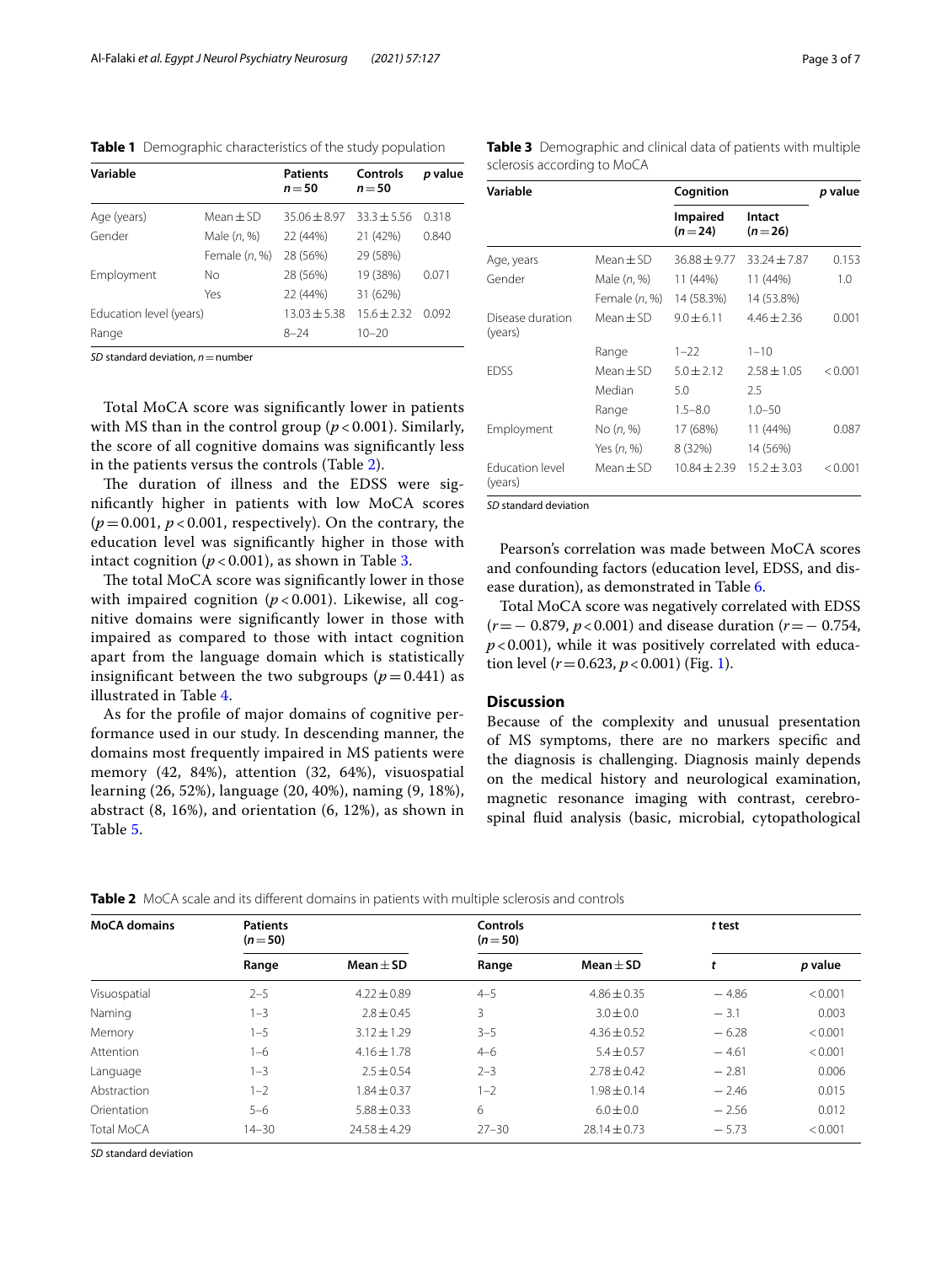**Table 1** Demographic characteristics of the study population

| Variable | | Patients $n=50$ | Controls $n=50$ | *p* value |
|---|---|---|---|---|
| Age (years) | Mean ± SD | 35.06 ± 8.97 | 33.3 ± 5.56 | 0.318 |
| Gender | Male (*n*, %) | 22 (44%) | 21 (42%) | 0.840 |
| | Female (*n*, %) | 28 (56%) | 29 (58%) | |
| Employment | No | 28 (56%) | 19 (38%) | 0.071 |
| | Yes | 22 (44%) | 31 (62%) | |
| Education level (years) | | 13.03 ± 5.38 | 15.6 ± 2.32 | 0.092 |
| Range | | 8–24 | 10–20 | |

*SD* standard deviation, *n* = number

Total MoCA score was significantly lower in patients with MS than in the control group ($p<0.001$). Similarly, the score of all cognitive domains was significantly less in the patients versus the controls (Table 2).

The duration of illness and the EDSS were significantly higher in patients with low MoCA scores ($p=0.001$, $p<0.001$, respectively). On the contrary, the education level was significantly higher in those with intact cognition ($p<0.001$), as shown in Table 3.

The total MoCA score was significantly lower in those with impaired cognition ($p<0.001$). Likewise, all cognitive domains were significantly lower in those with impaired as compared to those with intact cognition apart from the language domain which is statistically insignificant between the two subgroups ($p=0.441$) as illustrated in Table 4.

As for the profile of major domains of cognitive performance used in our study. In descending manner, the domains most frequently impaired in MS patients were memory (42, 84%), attention (32, 64%), visuospatial learning (26, 52%), language (20, 40%), naming (9, 18%), abstract (8, 16%), and orientation (6, 12%), as shown in Table 5.

**Table 3** Demographic and clinical data of patients with multiple sclerosis according to MoCA

| Variable | | Cognition | | *p* value |
|---|---|---|---|---|
| | | Impaired ($n=24$) | Intact ($n=26$) | |
| Age, years | Mean ± SD | 36.88 ± 9.77 | 33.24 ± 7.87 | 0.153 |
| Gender | Male (*n*, %) | 11 (44%) | 11 (44%) | 1.0 |
| | Female (*n*, %) | 14 (58.3%) | 14 (53.8%) | |
| Disease duration (years) | Mean ± SD | 9.0 ± 6.11 | 4.46 ± 2.36 | 0.001 |
| | Range | 1–22 | 1–10 | |
| EDSS | Mean ± SD | 5.0 ± 2.12 | 2.58 ± 1.05 | < 0.001 |
| | Median | 5.0 | 2.5 | |
| | Range | 1.5–8.0 | 1.0–50 | |
| Employment | No (*n*, %) | 17 (68%) | 11 (44%) | 0.087 |
| | Yes (*n*, %) | 8 (32%) | 14 (56%) | |
| Education level (years) | Mean ± SD | 10.84 ± 2.39 | 15.2 ± 3.03 | < 0.001 |

*SD* standard deviation

Pearson's correlation was made between MoCA scores and confounding factors (education level, EDSS, and disease duration), as demonstrated in Table 6.

Total MoCA score was negatively correlated with EDSS ($r=-0.879$, $p<0.001$) and disease duration ($r=-0.754$, $p<0.001$), while it was positively correlated with education level ($r=0.623$, $p<0.001$) (Fig. 1).

## Discussion

Because of the complexity and unusual presentation of MS symptoms, there are no markers specific and the diagnosis is challenging. Diagnosis mainly depends on the medical history and neurological examination, magnetic resonance imaging with contrast, cerebrospinal fluid analysis (basic, microbial, cytopathological

**Table 2** MoCA scale and its different domains in patients with multiple sclerosis and controls

| MoCA domains | Patients ($n=50$) | | Controls ($n=50$) | | *t* test | |
|---|---|---|---|---|---|---|
| | Range | Mean ± SD | Range | Mean ± SD | *t* | *p* value |
| Visuospatial | 2–5 | 4.22 ± 0.89 | 4–5 | 4.86 ± 0.35 | − 4.86 | < 0.001 |
| Naming | 1–3 | 2.8 ± 0.45 | 3 | 3.0 ± 0.0 | − 3.1 | 0.003 |
| Memory | 1–5 | 3.12 ± 1.29 | 3–5 | 4.36 ± 0.52 | − 6.28 | < 0.001 |
| Attention | 1–6 | 4.16 ± 1.78 | 4–6 | 5.4 ± 0.57 | − 4.61 | < 0.001 |
| Language | 1–3 | 2.5 ± 0.54 | 2–3 | 2.78 ± 0.42 | − 2.81 | 0.006 |
| Abstraction | 1–2 | 1.84 ± 0.37 | 1–2 | 1.98 ± 0.14 | − 2.46 | 0.015 |
| Orientation | 5–6 | 5.88 ± 0.33 | 6 | 6.0 ± 0.0 | − 2.56 | 0.012 |
| Total MoCA | 14–30 | 24.58 ± 4.29 | 27–30 | 28.14 ± 0.73 | − 5.73 | < 0.001 |

*SD* standard deviation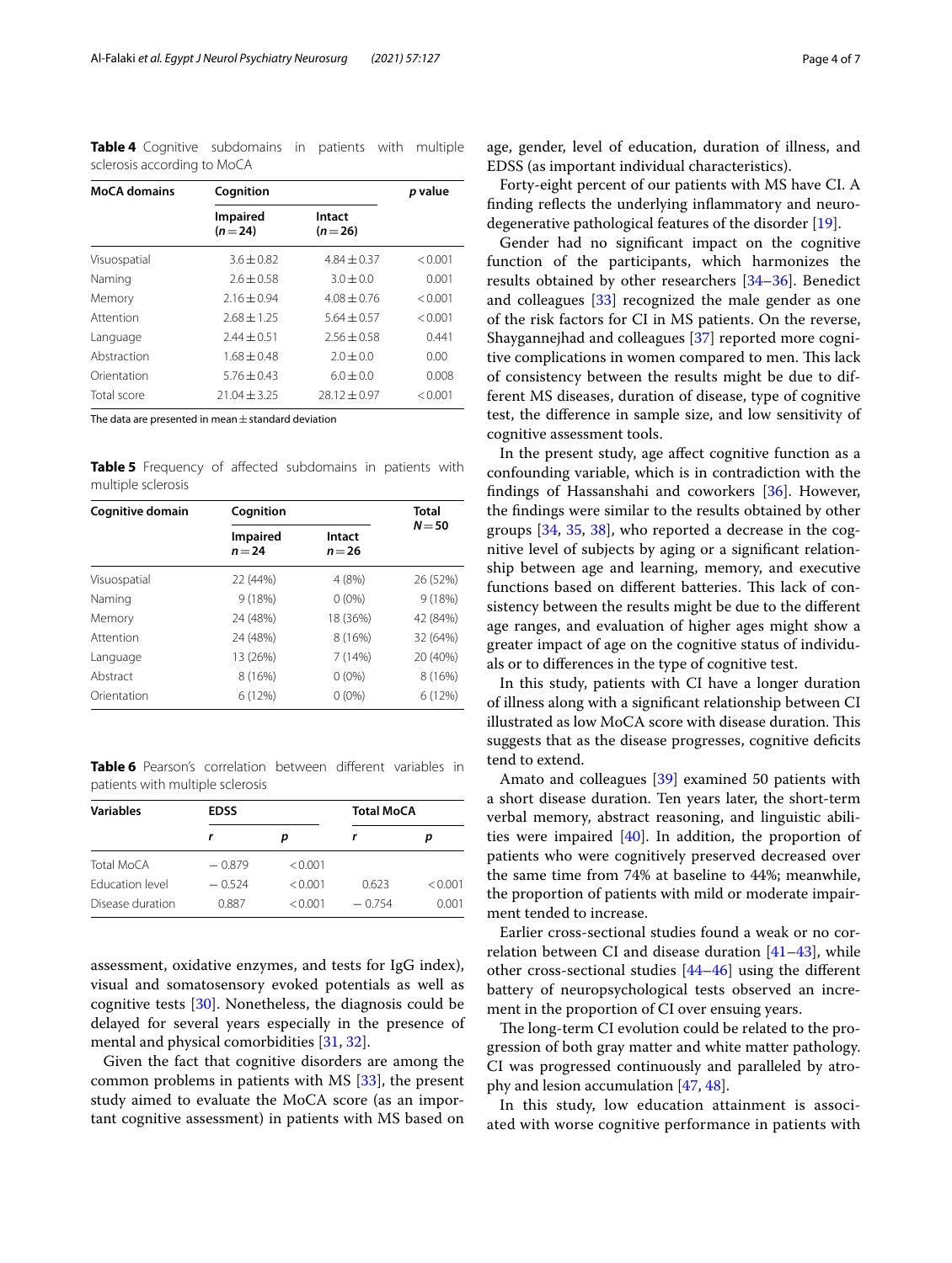**Table 4** Cognitive subdomains in patients with multiple sclerosis according to MoCA

| MoCA domains | Cognition | | p value |
|---|---|---|---|
| | Impaired (n = 24) | Intact (n = 26) | |
| Visuospatial | 3.6 ± 0.82 | 4.84 ± 0.37 | < 0.001 |
| Naming | 2.6 ± 0.58 | 3.0 ± 0.0 | 0.001 |
| Memory | 2.16 ± 0.94 | 4.08 ± 0.76 | < 0.001 |
| Attention | 2.68 ± 1.25 | 5.64 ± 0.57 | < 0.001 |
| Language | 2.44 ± 0.51 | 2.56 ± 0.58 | 0.441 |
| Abstraction | 1.68 ± 0.48 | 2.0 ± 0.0 | 0.00 |
| Orientation | 5.76 ± 0.43 | 6.0 ± 0.0 | 0.008 |
| Total score | 21.04 ± 3.25 | 28.12 ± 0.97 | < 0.001 |

The data are presented in mean ± standard deviation

**Table 5** Frequency of affected subdomains in patients with multiple sclerosis

| Cognitive domain | Cognition | | Total N = 50 |
|---|---|---|---|
| | Impaired n = 24 | Intact n = 26 | |
| Visuospatial | 22 (44%) | 4 (8%) | 26 (52%) |
| Naming | 9 (18%) | 0 (0%) | 9 (18%) |
| Memory | 24 (48%) | 18 (36%) | 42 (84%) |
| Attention | 24 (48%) | 8 (16%) | 32 (64%) |
| Language | 13 (26%) | 7 (14%) | 20 (40%) |
| Abstract | 8 (16%) | 0 (0%) | 8 (16%) |
| Orientation | 6 (12%) | 0 (0%) | 6 (12%) |

**Table 6** Pearson's correlation between different variables in patients with multiple sclerosis

| Variables | EDSS | | Total MoCA | |
|---|---|---|---|---|
| | r | p | r | p |
| Total MoCA | − 0.879 | < 0.001 | | |
| Education level | − 0.524 | < 0.001 | 0.623 | < 0.001 |
| Disease duration | 0.887 | < 0.001 | − 0.754 | 0.001 |

assessment, oxidative enzymes, and tests for IgG index), visual and somatosensory evoked potentials as well as cognitive tests [30]. Nonetheless, the diagnosis could be delayed for several years especially in the presence of mental and physical comorbidities [31, 32].

Given the fact that cognitive disorders are among the common problems in patients with MS [33], the present study aimed to evaluate the MoCA score (as an important cognitive assessment) in patients with MS based on age, gender, level of education, duration of illness, and EDSS (as important individual characteristics).

Forty-eight percent of our patients with MS have CI. A finding reflects the underlying inflammatory and neurodegenerative pathological features of the disorder [19].

Gender had no significant impact on the cognitive function of the participants, which harmonizes the results obtained by other researchers [34–36]. Benedict and colleagues [33] recognized the male gender as one of the risk factors for CI in MS patients. On the reverse, Shaygannejhad and colleagues [37] reported more cognitive complications in women compared to men. This lack of consistency between the results might be due to different MS diseases, duration of disease, type of cognitive test, the difference in sample size, and low sensitivity of cognitive assessment tools.

In the present study, age affect cognitive function as a confounding variable, which is in contradiction with the findings of Hassanshahi and coworkers [36]. However, the findings were similar to the results obtained by other groups [34, 35, 38], who reported a decrease in the cognitive level of subjects by aging or a significant relationship between age and learning, memory, and executive functions based on different batteries. This lack of consistency between the results might be due to the different age ranges, and evaluation of higher ages might show a greater impact of age on the cognitive status of individuals or to differences in the type of cognitive test.

In this study, patients with CI have a longer duration of illness along with a significant relationship between CI illustrated as low MoCA score with disease duration. This suggests that as the disease progresses, cognitive deficits tend to extend.

Amato and colleagues [39] examined 50 patients with a short disease duration. Ten years later, the short-term verbal memory, abstract reasoning, and linguistic abilities were impaired [40]. In addition, the proportion of patients who were cognitively preserved decreased over the same time from 74% at baseline to 44%; meanwhile, the proportion of patients with mild or moderate impairment tended to increase.

Earlier cross-sectional studies found a weak or no correlation between CI and disease duration [41–43], while other cross-sectional studies [44–46] using the different battery of neuropsychological tests observed an increment in the proportion of CI over ensuing years.

The long-term CI evolution could be related to the progression of both gray matter and white matter pathology. CI was progressed continuously and paralleled by atrophy and lesion accumulation [47, 48].

In this study, low education attainment is associated with worse cognitive performance in patients with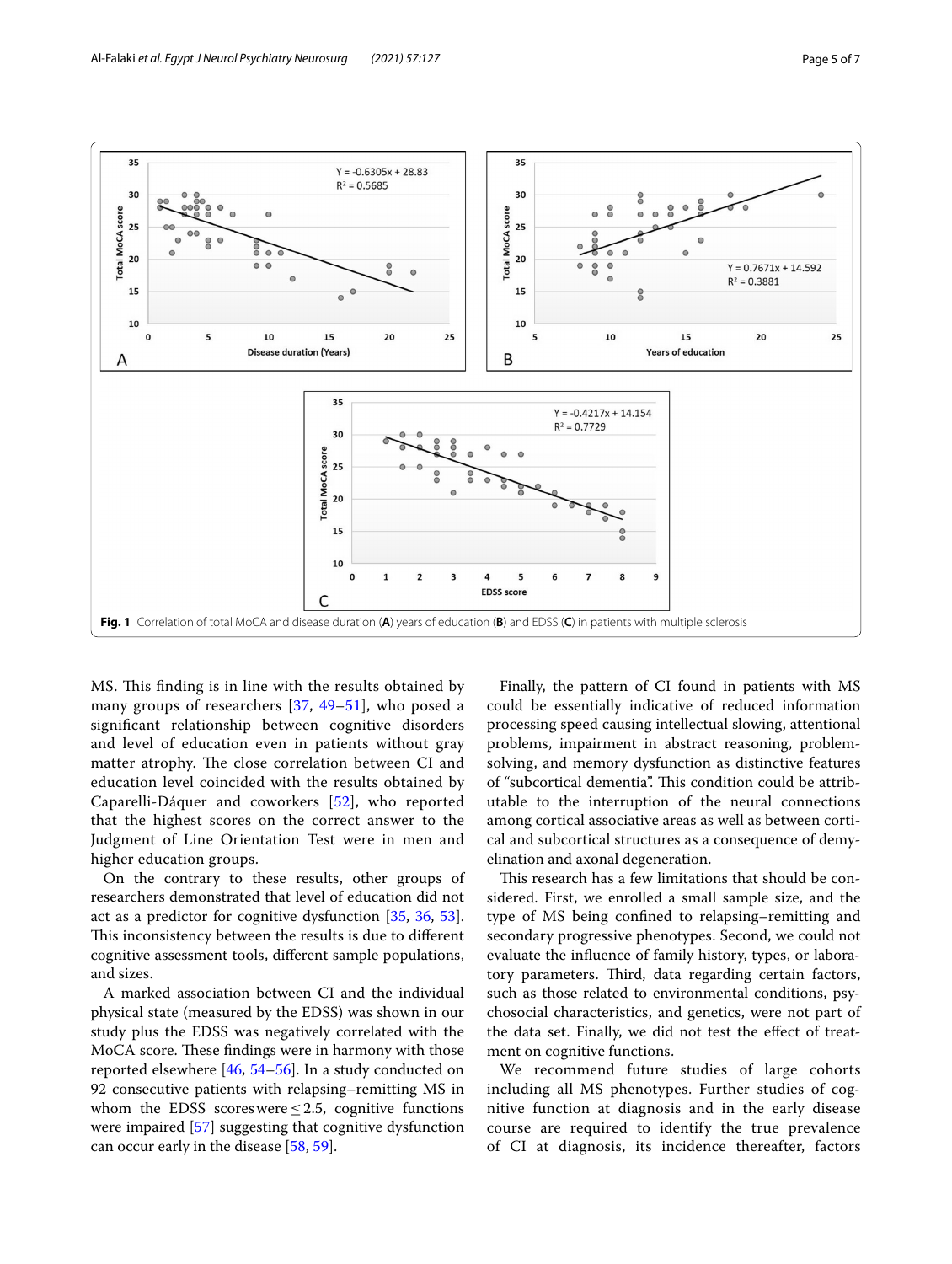Fig. 1 Correlation of total MoCA and disease duration (**A**) years of education (**B**) and EDSS (**C**) in patients with multiple sclerosis

MS. This finding is in line with the results obtained by many groups of researchers [37, 49–51], who posed a significant relationship between cognitive disorders and level of education even in patients without gray matter atrophy. The close correlation between CI and education level coincided with the results obtained by Caparelli-Dáquer and coworkers [52], who reported that the highest scores on the correct answer to the Judgment of Line Orientation Test were in men and higher education groups.

On the contrary to these results, other groups of researchers demonstrated that level of education did not act as a predictor for cognitive dysfunction [35, 36, 53]. This inconsistency between the results is due to different cognitive assessment tools, different sample populations, and sizes.

A marked association between CI and the individual physical state (measured by the EDSS) was shown in our study plus the EDSS was negatively correlated with the MoCA score. These findings were in harmony with those reported elsewhere [46, 54–56]. In a study conducted on 92 consecutive patients with relapsing–remitting MS in whom the EDSS scores were $\leq 2.5$, cognitive functions were impaired [57] suggesting that cognitive dysfunction can occur early in the disease [58, 59].

Finally, the pattern of CI found in patients with MS could be essentially indicative of reduced information processing speed causing intellectual slowing, attentional problems, impairment in abstract reasoning, problem-solving, and memory dysfunction as distinctive features of "subcortical dementia". This condition could be attributable to the interruption of the neural connections among cortical associative areas as well as between cortical and subcortical structures as a consequence of demyelination and axonal degeneration.

This research has a few limitations that should be considered. First, we enrolled a small sample size, and the type of MS being confined to relapsing–remitting and secondary progressive phenotypes. Second, we could not evaluate the influence of family history, types, or laboratory parameters. Third, data regarding certain factors, such as those related to environmental conditions, psychosocial characteristics, and genetics, were not part of the data set. Finally, we did not test the effect of treatment on cognitive functions.

We recommend future studies of large cohorts including all MS phenotypes. Further studies of cognitive function at diagnosis and in the early disease course are required to identify the true prevalence of CI at diagnosis, its incidence thereafter, factors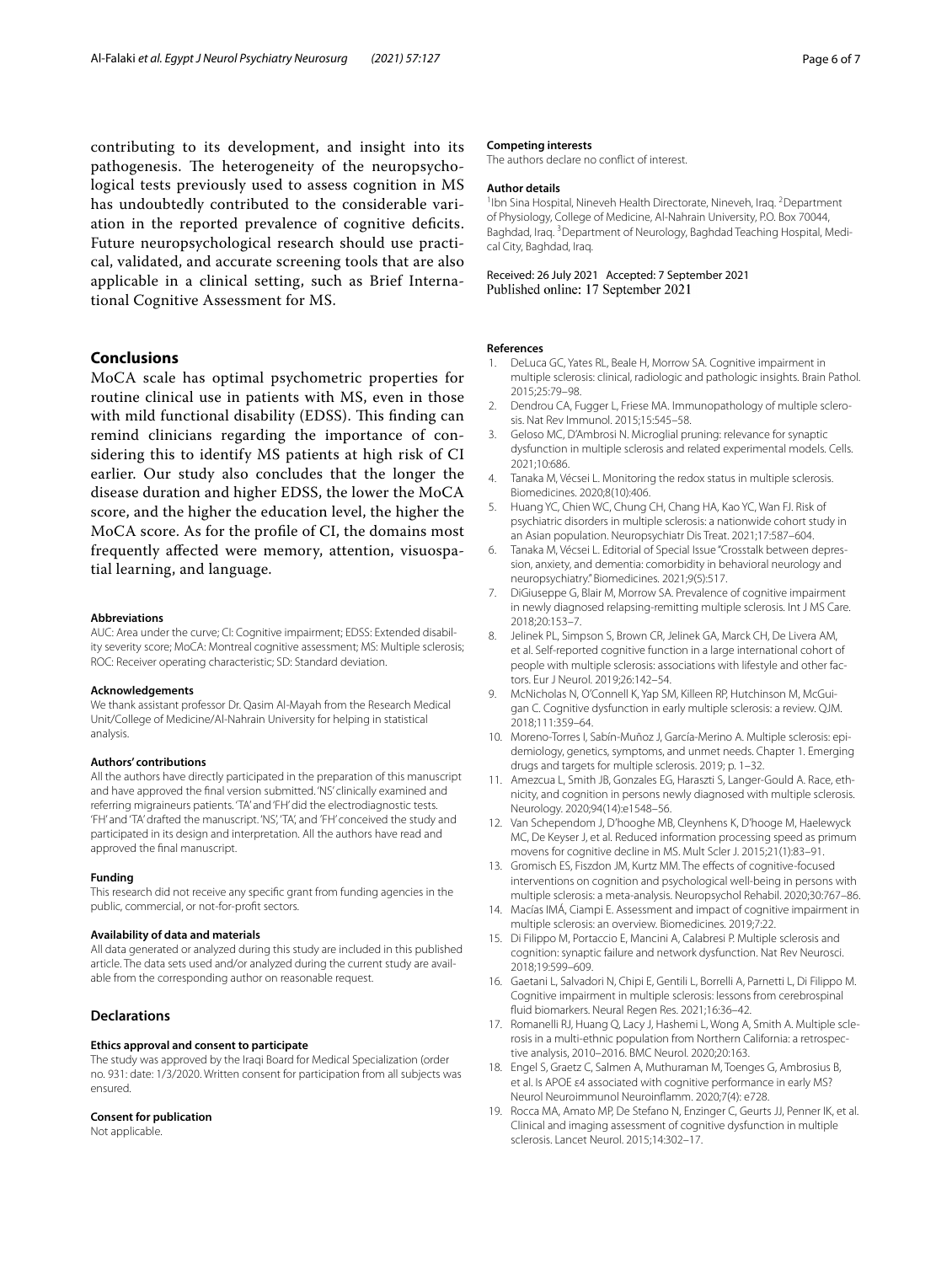contributing to its development, and insight into its pathogenesis. The heterogeneity of the neuropsychological tests previously used to assess cognition in MS has undoubtedly contributed to the considerable variation in the reported prevalence of cognitive deficits. Future neuropsychological research should use practical, validated, and accurate screening tools that are also applicable in a clinical setting, such as Brief International Cognitive Assessment for MS.

## Conclusions

MoCA scale has optimal psychometric properties for routine clinical use in patients with MS, even in those with mild functional disability (EDSS). This finding can remind clinicians regarding the importance of considering this to identify MS patients at high risk of CI earlier. Our study also concludes that the longer the disease duration and higher EDSS, the lower the MoCA score, and the higher the education level, the higher the MoCA score. As for the profile of CI, the domains most frequently affected were memory, attention, visuospatial learning, and language.

#### Abbreviations

AUC: Area under the curve; CI: Cognitive impairment; EDSS: Extended disability severity score; MoCA: Montreal cognitive assessment; MS: Multiple sclerosis; ROC: Receiver operating characteristic; SD: Standard deviation.

#### Acknowledgements

We thank assistant professor Dr. Qasim Al-Mayah from the Research Medical Unit/College of Medicine/Al-Nahrain University for helping in statistical analysis.

#### Authors' contributions

All the authors have directly participated in the preparation of this manuscript and have approved the final version submitted. 'NS' clinically examined and referring migraineurs patients. 'TA' and 'FH' did the electrodiagnostic tests. 'FH' and 'TA' drafted the manuscript. 'NS', 'TA', and 'FH' conceived the study and participated in its design and interpretation. All the authors have read and approved the final manuscript.

#### Funding

This research did not receive any specific grant from funding agencies in the public, commercial, or not-for-profit sectors.

#### Availability of data and materials

All data generated or analyzed during this study are included in this published article. The data sets used and/or analyzed during the current study are available from the corresponding author on reasonable request.

## Declarations

#### Ethics approval and consent to participate

The study was approved by the Iraqi Board for Medical Specialization (order no. 931: date: 1/3/2020. Written consent for participation from all subjects was ensured.

#### Consent for publication

Not applicable.

#### Competing interests

The authors declare no conflict of interest.

#### Author details

[1] Ibn Sina Hospital, Nineveh Health Directorate, Nineveh, Iraq. [2] Department of Physiology, College of Medicine, Al-Nahrain University, P.O. Box 70044, Baghdad, Iraq. [3] Department of Neurology, Baghdad Teaching Hospital, Medical City, Baghdad, Iraq.

Received: 26 July 2021 Accepted: 7 September 2021
Published online: 17 September 2021

#### References

1. DeLuca GC, Yates RL, Beale H, Morrow SA. Cognitive impairment in multiple sclerosis: clinical, radiologic and pathologic insights. Brain Pathol. 2015;25:79–98.
2. Dendrou CA, Fugger L, Friese MA. Immunopathology of multiple sclerosis. Nat Rev Immunol. 2015;15:545–58.
3. Geloso MC, D'Ambrosi N. Microglial pruning: relevance for synaptic dysfunction in multiple sclerosis and related experimental models. Cells. 2021;10:686.
4. Tanaka M, Vécsei L. Monitoring the redox status in multiple sclerosis. Biomedicines. 2020;8(10):406.
5. Huang YC, Chien WC, Chung CH, Chang HA, Kao YC, Wan FJ. Risk of psychiatric disorders in multiple sclerosis: a nationwide cohort study in an Asian population. Neuropsychiatr Dis Treat. 2021;17:587–604.
6. Tanaka M, Vécsei L. Editorial of Special Issue "Crosstalk between depression, anxiety, and dementia: comorbidity in behavioral neurology and neuropsychiatry." Biomedicines. 2021;9(5):517.
7. DiGiuseppe G, Blair M, Morrow SA. Prevalence of cognitive impairment in newly diagnosed relapsing-remitting multiple sclerosis. Int J MS Care. 2018;20:153–7.
8. Jelinek PL, Simpson S, Brown CR, Jelinek GA, Marck CH, De Livera AM, et al. Self-reported cognitive function in a large international cohort of people with multiple sclerosis: associations with lifestyle and other factors. Eur J Neurol. 2019;26:142–54.
9. McNicholas N, O'Connell K, Yap SM, Killeen RP, Hutchinson M, McGuigan C. Cognitive dysfunction in early multiple sclerosis: a review. QJM. 2018;111:359–64.
10. Moreno-Torres I, Sabín-Muñoz J, García-Merino A. Multiple sclerosis: epidemiology, genetics, symptoms, and unmet needs. Chapter 1. Emerging drugs and targets for multiple sclerosis. 2019; p. 1–32.
11. Amezcua L, Smith JB, Gonzales EG, Haraszti S, Langer-Gould A. Race, ethnicity, and cognition in persons newly diagnosed with multiple sclerosis. Neurology. 2020;94(14):e1548–56.
12. Van Schependom J, D'hooghe MB, Cleynhens K, D'hooge M, Haelewyck MC, De Keyser J, et al. Reduced information processing speed as primum movens for cognitive decline in MS. Mult Scler J. 2015;21(1):83–91.
13. Gromisch ES, Fiszdon JM, Kurtz MM. The effects of cognitive-focused interventions on cognition and psychological well-being in persons with multiple sclerosis: a meta-analysis. Neuropsychol Rehabil. 2020;30:767–86.
14. Macías IMÁ, Ciampi E. Assessment and impact of cognitive impairment in multiple sclerosis: an overview. Biomedicines. 2019;7:22.
15. Di Filippo M, Portaccio E, Mancini A, Calabresi P. Multiple sclerosis and cognition: synaptic failure and network dysfunction. Nat Rev Neurosci. 2018;19:599–609.
16. Gaetani L, Salvadori N, Chipi E, Gentili L, Borrelli A, Parnetti L, Di Filippo M. Cognitive impairment in multiple sclerosis: lessons from cerebrospinal fluid biomarkers. Neural Regen Res. 2021;16:36–42.
17. Romanelli RJ, Huang Q, Lacy J, Hashemi L, Wong A, Smith A. Multiple sclerosis in a multi-ethnic population from Northern California: a retrospective analysis, 2010–2016. BMC Neurol. 2020;20:163.
18. Engel S, Graetz C, Salmen A, Muthuraman M, Toenges G, Ambrosius B, et al. Is APOE ε4 associated with cognitive performance in early MS? Neurol Neuroimmunol Neuroinflamm. 2020;7(4): e728.
19. Rocca MA, Amato MP, De Stefano N, Enzinger C, Geurts JJ, Penner IK, et al. Clinical and imaging assessment of cognitive dysfunction in multiple sclerosis. Lancet Neurol. 2015;14:302–17.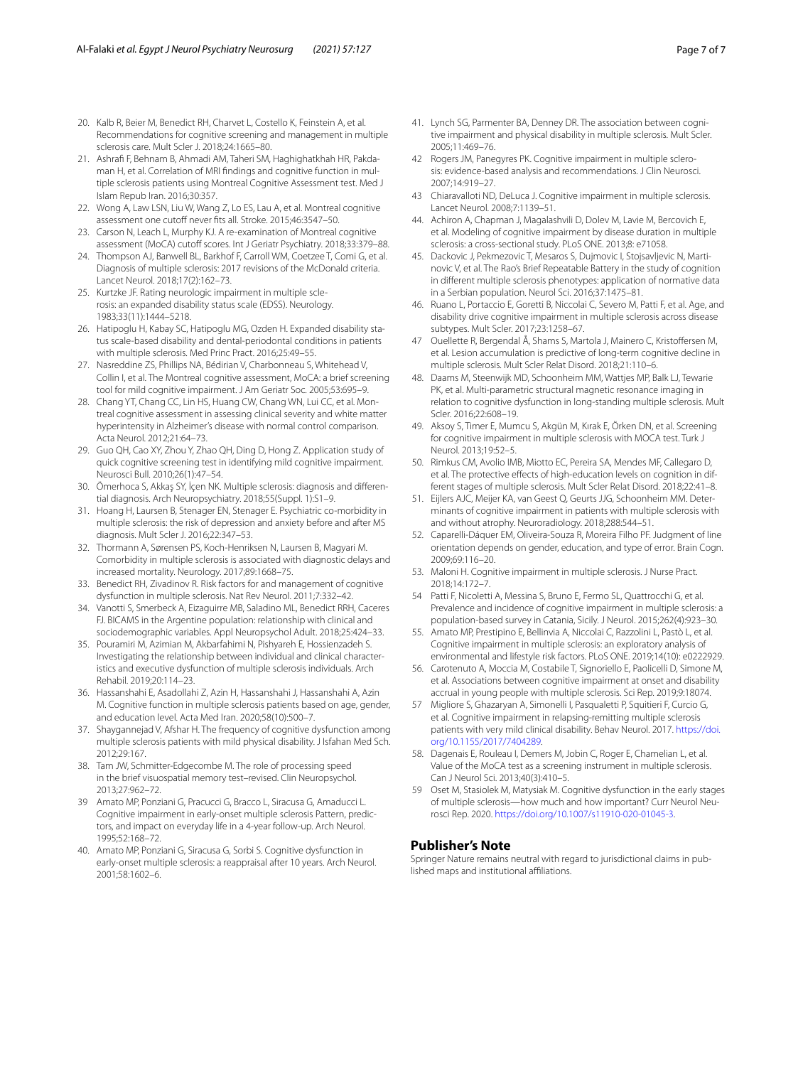20. Kalb R, Beier M, Benedict RH, Charvet L, Costello K, Feinstein A, et al. Recommendations for cognitive screening and management in multiple sclerosis care. Mult Scler J. 2018;24:1665–80.
21. Ashrafi F, Behnam B, Ahmadi AM, Taheri SM, Haghighatkhah HR, Pakdaman H, et al. Correlation of MRI findings and cognitive function in multiple sclerosis patients using Montreal Cognitive Assessment test. Med J Islam Repub Iran. 2016;30:357.
22. Wong A, Law LSN, Liu W, Wang Z, Lo ES, Lau A, et al. Montreal cognitive assessment one cutoff never fits all. Stroke. 2015;46:3547–50.
23. Carson N, Leach L, Murphy KJ. A re-examination of Montreal cognitive assessment (MoCA) cutoff scores. Int J Geriatr Psychiatry. 2018;33:379–88.
24. Thompson AJ, Banwell BL, Barkhof F, Carroll WM, Coetzee T, Comi G, et al. Diagnosis of multiple sclerosis: 2017 revisions of the McDonald criteria. Lancet Neurol. 2018;17(2):162–73.
25. Kurtzke JF. Rating neurologic impairment in multiple sclerosis: an expanded disability status scale (EDSS). Neurology. 1983;33(11):1444–5218.
26. Hatipoglu H, Kabay SC, Hatipoglu MG, Ozden H. Expanded disability status scale-based disability and dental-periodontal conditions in patients with multiple sclerosis. Med Princ Pract. 2016;25:49–55.
27. Nasreddine ZS, Phillips NA, Bédirian V, Charbonneau S, Whitehead V, Collin I, et al. The Montreal cognitive assessment, MoCA: a brief screening tool for mild cognitive impairment. J Am Geriatr Soc. 2005;53:695–9.
28. Chang YT, Chang CC, Lin HS, Huang CW, Chang WN, Lui CC, et al. Montreal cognitive assessment in assessing clinical severity and white matter hyperintensity in Alzheimer's disease with normal control comparison. Acta Neurol. 2012;21:64–73.
29. Guo QH, Cao XY, Zhou Y, Zhao QH, Ding D, Hong Z. Application study of quick cognitive screening test in identifying mild cognitive impairment. Neurosci Bull. 2010;26(1):47–54.
30. Ömerhoca S, Akkaş SY, İçen NK. Multiple sclerosis: diagnosis and differential diagnosis. Arch Neuropsychiatry. 2018;55(Suppl. 1):S1–9.
31. Hoang H, Laursen B, Stenager EN, Stenager E. Psychiatric co-morbidity in multiple sclerosis: the risk of depression and anxiety before and after MS diagnosis. Mult Scler J. 2016;22:347–53.
32. Thormann A, Sørensen PS, Koch-Henriksen N, Laursen B, Magyari M. Comorbidity in multiple sclerosis is associated with diagnostic delays and increased mortality. Neurology. 2017;89:1668–75.
33. Benedict RH, Zivadinov R. Risk factors for and management of cognitive dysfunction in multiple sclerosis. Nat Rev Neurol. 2011;7:332–42.
34. Vanotti S, Smerbeck A, Eizaguirre MB, Saladino ML, Benedict RRH, Caceres FJ. BICAMS in the Argentine population: relationship with clinical and sociodemographic variables. Appl Neuropsychol Adult. 2018;25:424–33.
35. Pouramiri M, Azimian M, Akbarfahimi N, Pishyareh E, Hossienzadeh S. Investigating the relationship between individual and clinical characteristics and executive dysfunction of multiple sclerosis individuals. Arch Rehabil. 2019;20:114–23.
36. Hassanshahi E, Asadollahi Z, Azin H, Hassanshahi J, Hassanshahi A, Azin M. Cognitive function in multiple sclerosis patients based on age, gender, and education level. Acta Med Iran. 2020;58(10):500–7.
37. Shaygannejad V, Afshar H. The frequency of cognitive dysfunction among multiple sclerosis patients with mild physical disability. J Isfahan Med Sch. 2012;29:167.
38. Tam JW, Schmitter-Edgecombe M. The role of processing speed in the brief visuospatial memory test–revised. Clin Neuropsychol. 2013;27:962–72.
39. Amato MP, Ponziani G, Pracucci G, Bracco L, Siracusa G, Amaducci L. Cognitive impairment in early-onset multiple sclerosis Pattern, predictors, and impact on everyday life in a 4-year follow-up. Arch Neurol. 1995;52:168–72.
40. Amato MP, Ponziani G, Siracusa G, Sorbi S. Cognitive dysfunction in early-onset multiple sclerosis: a reappraisal after 10 years. Arch Neurol. 2001;58:1602–6.
41. Lynch SG, Parmenter BA, Denney DR. The association between cognitive impairment and physical disability in multiple sclerosis. Mult Scler. 2005;11:469–76.
42. Rogers JM, Panegyres PK. Cognitive impairment in multiple sclerosis: evidence-based analysis and recommendations. J Clin Neurosci. 2007;14:919–27.
43. Chiaravalloti ND, DeLuca J. Cognitive impairment in multiple sclerosis. Lancet Neurol. 2008;7:1139–51.
44. Achiron A, Chapman J, Magalashvili D, Dolev M, Lavie M, Bercovich E, et al. Modeling of cognitive impairment by disease duration in multiple sclerosis: a cross-sectional study. PLoS ONE. 2013;8: e71058.
45. Dackovic J, Pekmezovic T, Mesaros S, Dujmovic I, Stojsavljevic N, Martinovic V, et al. The Rao's Brief Repeatable Battery in the study of cognition in different multiple sclerosis phenotypes: application of normative data in a Serbian population. Neurol Sci. 2016;37:1475–81.
46. Ruano L, Portaccio E, Goretti B, Niccolai C, Severo M, Patti F, et al. Age, and disability drive cognitive impairment in multiple sclerosis across disease subtypes. Mult Scler. 2017;23:1258–67.
47. Ouellette R, Bergendal Å, Shams S, Martola J, Mainero C, Kristoffersen M, et al. Lesion accumulation is predictive of long-term cognitive decline in multiple sclerosis. Mult Scler Relat Disord. 2018;21:110–6.
48. Daams M, Steenwijk MD, Schoonheim MM, Wattjes MP, Balk LJ, Tewarie PK, et al. Multi-parametric structural magnetic resonance imaging in relation to cognitive dysfunction in long-standing multiple sclerosis. Mult Scler. 2016;22:608–19.
49. Aksoy S, Timer E, Mumcu S, Akgün M, Kırak E, Örken DN, et al. Screening for cognitive impairment in multiple sclerosis with MOCA test. Turk J Neurol. 2013;19:52–5.
50. Rimkus CM, Avolio IMB, Miotto EC, Pereira SA, Mendes MF, Callegaro D, et al. The protective effects of high-education levels on cognition in different stages of multiple sclerosis. Mult Scler Relat Disord. 2018;22:41–8.
51. Eijlers AJC, Meijer KA, van Geest Q, Geurts JJG, Schoonheim MM. Determinants of cognitive impairment in patients with multiple sclerosis with and without atrophy. Neuroradiology. 2018;288:544–51.
52. Caparelli-Dáquer EM, Oliveira-Souza R, Moreira Filho PF. Judgment of line orientation depends on gender, education, and type of error. Brain Cogn. 2009;69:116–20.
53. Maloni H. Cognitive impairment in multiple sclerosis. J Nurse Pract. 2018;14:172–7.
54. Patti F, Nicoletti A, Messina S, Bruno E, Fermo SL, Quattrocchi G, et al. Prevalence and incidence of cognitive impairment in multiple sclerosis: a population-based survey in Catania, Sicily. J Neurol. 2015;262(4):923–30.
55. Amato MP, Prestipino E, Bellinvia A, Niccolai C, Razzolini L, Pastò L, et al. Cognitive impairment in multiple sclerosis: an exploratory analysis of environmental and lifestyle risk factors. PLoS ONE. 2019;14(10): e0222929.
56. Carotenuto A, Moccia M, Costabile T, Signoriello E, Paolicelli D, Simone M, et al. Associations between cognitive impairment at onset and disability accrual in young people with multiple sclerosis. Sci Rep. 2019;9:18074.
57. Migliore S, Ghazaryan A, Simonelli I, Pasqualetti P, Squitieri F, Curcio G, et al. Cognitive impairment in relapsing-remitting multiple sclerosis patients with very mild clinical disability. Behav Neurol. 2017. https://doi.org/10.1155/2017/7404289.
58. Dagenais E, Rouleau I, Demers M, Jobin C, Roger E, Chamelian L, et al. Value of the MoCA test as a screening instrument in multiple sclerosis. Can J Neurol Sci. 2013;40(3):410–5.
59. Oset M, Stasiolek M, Matysiak M. Cognitive dysfunction in the early stages of multiple sclerosis—how much and how important? Curr Neurol Neurosci Rep. 2020. https://doi.org/10.1007/s11910-020-01045-3.

## Publisher's Note

Springer Nature remains neutral with regard to jurisdictional claims in published maps and institutional affiliations.